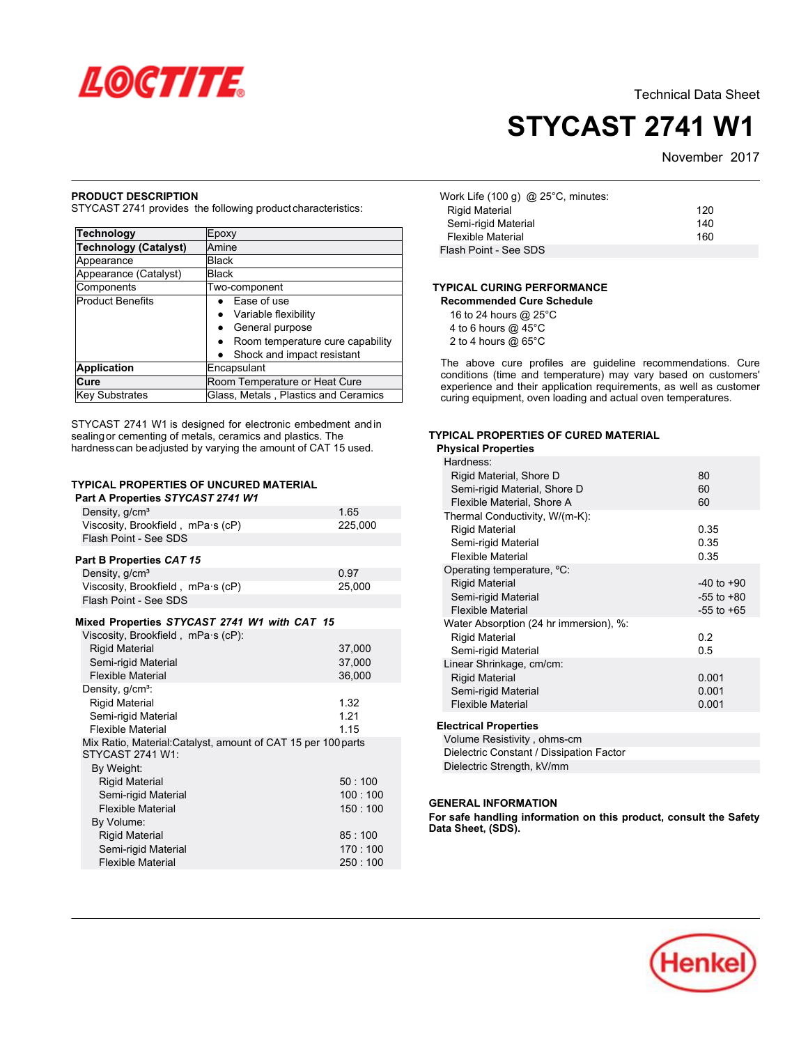Technical Data Sheet

# STYCAST 2741 W1

November 2017

## PRODUCT DESCRIPTION

STYCAST 2741 provides the following product characteristics:

| **Technology** | Epoxy |
|---|---|
| **Technology (Catalyst)** | Amine |
| Appearance | Black |
| Appearance (Catalyst) | Black |
| Components | Two-component |
| Product Benefits | • Ease of use<br>• Variable flexibility<br>• General purpose<br>• Room temperature cure capability<br>• Shock and impact resistant |
| **Application** | Encapsulant |
| **Cure** | Room Temperature or Heat Cure |
| Key Substrates | Glass, Metals , Plastics and Ceramics |

STYCAST 2741 W1 is designed for electronic embedment and in sealing or cementing of metals, ceramics and plastics. The hardness can be adjusted by varying the amount of CAT 15 used.

## TYPICAL PROPERTIES OF UNCURED MATERIAL

### Part A Properties *STYCAST 2741 W1*

| | |
|---|---|
| Density, g/cm³ | 1.65 |
| Viscosity, Brookfield , mPa·s (cP) | 225,000 |
| Flash Point - See SDS | |

### Part B Properties *CAT 15*

| | |
|---|---|
| Density, g/cm³ | 0.97 |
| Viscosity, Brookfield , mPa·s (cP) | 25,000 |
| Flash Point - See SDS | |

### Mixed Properties *STYCAST 2741 W1 with CAT 15*

| | |
|---|---|
| Viscosity, Brookfield , mPa·s (cP): | |
| Rigid Material | 37,000 |
| Semi-rigid Material | 37,000 |
| Flexible Material | 36,000 |
| Density, g/cm³: | |
| Rigid Material | 1.32 |
| Semi-rigid Material | 1.21 |
| Flexible Material | 1.15 |
| Mix Ratio, Material:Catalyst, amount of CAT 15 per 100 parts STYCAST 2741 W1: | |
| By Weight: | |
| Rigid Material | 50 : 100 |
| Semi-rigid Material | 100 : 100 |
| Flexible Material | 150 : 100 |
| By Volume: | |
| Rigid Material | 85 : 100 |
| Semi-rigid Material | 170 : 100 |
| Flexible Material | 250 : 100 |
| Work Life (100 g) @ 25°C, minutes: | |
| Rigid Material | 120 |
| Semi-rigid Material | 140 |
| Flexible Material | 160 |
| Flash Point - See SDS | |

## TYPICAL CURING PERFORMANCE

### Recommended Cure Schedule

16 to 24 hours @ 25°C
4 to 6 hours @ 45°C
2 to 4 hours @ 65°C

The above cure profiles are guideline recommendations. Cure conditions (time and temperature) may vary based on customers' experience and their application requirements, as well as customer curing equipment, oven loading and actual oven temperatures.

## TYPICAL PROPERTIES OF CURED MATERIAL

### Physical Properties

| | |
|---|---|
| Hardness: | |
| Rigid Material, Shore D | 80 |
| Semi-rigid Material, Shore D | 60 |
| Flexible Material, Shore A | 60 |
| Thermal Conductivity, W/(m-K): | |
| Rigid Material | 0.35 |
| Semi-rigid Material | 0.35 |
| Flexible Material | 0.35 |
| Operating temperature, °C: | |
| Rigid Material | -40 to +90 |
| Semi-rigid Material | -55 to +80 |
| Flexible Material | -55 to +65 |
| Water Absorption (24 hr immersion), %: | |
| Rigid Material | 0.2 |
| Semi-rigid Material | 0.5 |
| Linear Shrinkage, cm/cm: | |
| Rigid Material | 0.001 |
| Semi-rigid Material | 0.001 |
| Flexible Material | 0.001 |

### Electrical Properties

| | |
|---|---|
| Volume Resistivity , ohms-cm | |
| Dielectric Constant / Dissipation Factor | |
| Dielectric Strength, kV/mm | |

## GENERAL INFORMATION

**For safe handling information on this product, consult the Safety Data Sheet, (SDS).**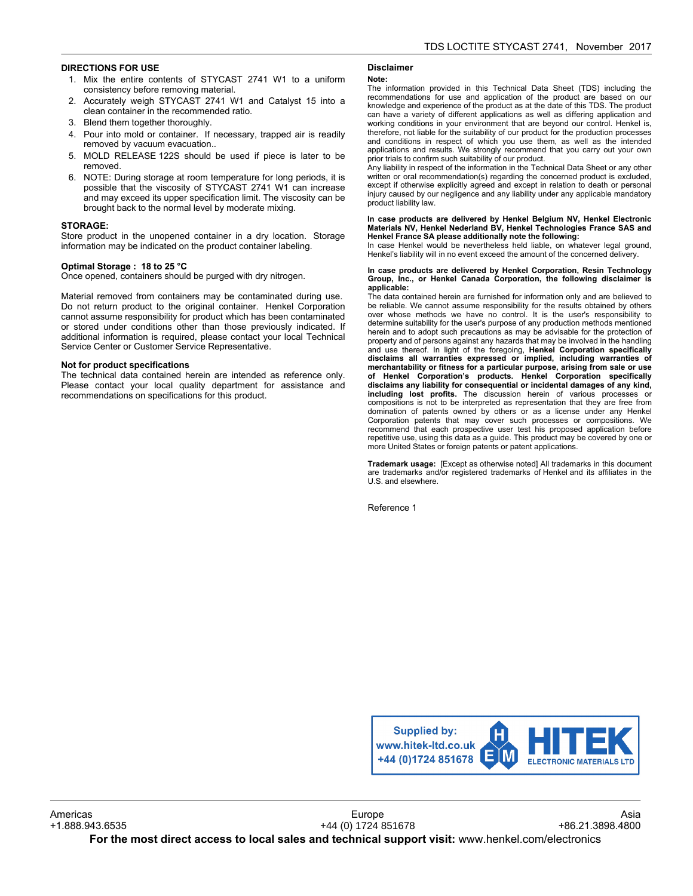### DIRECTIONS FOR USE

1. Mix the entire contents of STYCAST 2741 W1 to a uniform consistency before removing material.
2. Accurately weigh STYCAST 2741 W1 and Catalyst 15 into a clean container in the recommended ratio.
3. Blend them together thoroughly.
4. Pour into mold or container. If necessary, trapped air is readily removed by vacuum evacuation..
5. MOLD RELEASE 122S should be used if piece is later to be removed.
6. NOTE: During storage at room temperature for long periods, it is possible that the viscosity of STYCAST 2741 W1 can increase and may exceed its upper specification limit. The viscosity can be brought back to the normal level by moderate mixing.

### STORAGE:

Store product in the unopened container in a dry location. Storage information may be indicated on the product container labeling.

**Optimal Storage : 18 to 25 °C**
Once opened, containers should be purged with dry nitrogen.

Material removed from containers may be contaminated during use. Do not return product to the original container. Henkel Corporation cannot assume responsibility for product which has been contaminated or stored under conditions other than those previously indicated. If additional information is required, please contact your local Technical Service Center or Customer Service Representative.

### Not for product specifications

The technical data contained herein are intended as reference only. Please contact your local quality department for assistance and recommendations on specifications for this product.

### Disclaimer

**Note:**
The information provided in this Technical Data Sheet (TDS) including the recommendations for use and application of the product are based on our knowledge and experience of the product as at the date of this TDS. The product can have a variety of different applications as well as differing application and working conditions in your environment that are beyond our control. Henkel is, therefore, not liable for the suitability of our product for the production processes and conditions in respect of which you use them, as well as the intended applications and results. We strongly recommend that you carry out your own prior trials to confirm such suitability of our product.
Any liability in respect of the information in the Technical Data Sheet or any other written or oral recommendation(s) regarding the concerned product is excluded, except if otherwise explicitly agreed and except in relation to death or personal injury caused by our negligence and any liability under any applicable mandatory product liability law.

**In case products are delivered by Henkel Belgium NV, Henkel Electronic Materials NV, Henkel Nederland BV, Henkel Technologies France SAS and Henkel France SA please additionally note the following:**
In case Henkel would be nevertheless held liable, on whatever legal ground, Henkel's liability will in no event exceed the amount of the concerned delivery.

**In case products are delivered by Henkel Corporation, Resin Technology Group, Inc., or Henkel Canada Corporation, the following disclaimer is applicable:**
The data contained herein are furnished for information only and are believed to be reliable. We cannot assume responsibility for the results obtained by others over whose methods we have no control. It is the user's responsibility to determine suitability for the user's purpose of any production methods mentioned herein and to adopt such precautions as may be advisable for the protection of property and of persons against any hazards that may be involved in the handling and use thereof. In light of the foregoing, **Henkel Corporation specifically disclaims all warranties expressed or implied, including warranties of merchantability or fitness for a particular purpose, arising from sale or use of Henkel Corporation's products. Henkel Corporation specifically disclaims any liability for consequential or incidental damages of any kind, including lost profits.** The discussion herein of various processes or compositions is not to be interpreted as representation that they are free from domination of patents owned by others or as a license under any Henkel Corporation patents that may cover such processes or compositions. We recommend that each prospective user test his proposed application before repetitive use, using this data as a guide. This product may be covered by one or more United States or foreign patents or patent applications.

**Trademark usage:** [Except as otherwise noted] All trademarks in this document are trademarks and/or registered trademarks of Henkel and its affiliates in the U.S. and elsewhere.

Reference 1

Supplied by:
www.hitek-ltd.co.uk
+44 (0)1724 851678
HITEK ELECTRONIC MATERIALS LTD

Americas
+1.888.943.6535

Europe
+44 (0) 1724 851678

Asia
+86.21.3898.4800

**For the most direct access to local sales and technical support visit:** www.henkel.com/electronics